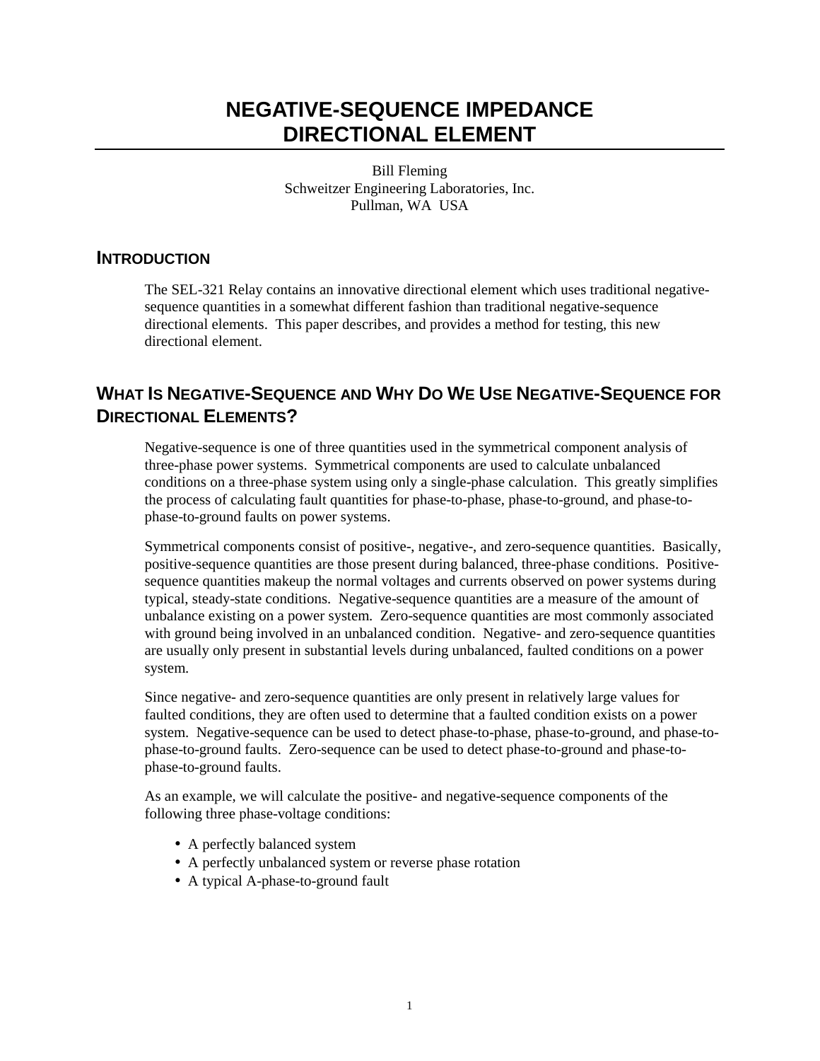# NEGATIVE-SEQUENCE IMPEDANCE DIRECTIONAL ELEMENT

Bill Fleming
Schweitzer Engineering Laboratories, Inc.
Pullman, WA USA

## INTRODUCTION

The SEL-321 Relay contains an innovative directional element which uses traditional negative-sequence quantities in a somewhat different fashion than traditional negative-sequence directional elements. This paper describes, and provides a method for testing, this new directional element.

## WHAT IS NEGATIVE-SEQUENCE AND WHY DO WE USE NEGATIVE-SEQUENCE FOR DIRECTIONAL ELEMENTS?

Negative-sequence is one of three quantities used in the symmetrical component analysis of three-phase power systems. Symmetrical components are used to calculate unbalanced conditions on a three-phase system using only a single-phase calculation. This greatly simplifies the process of calculating fault quantities for phase-to-phase, phase-to-ground, and phase-to-phase-to-ground faults on power systems.

Symmetrical components consist of positive-, negative-, and zero-sequence quantities. Basically, positive-sequence quantities are those present during balanced, three-phase conditions. Positive-sequence quantities makeup the normal voltages and currents observed on power systems during typical, steady-state conditions. Negative-sequence quantities are a measure of the amount of unbalance existing on a power system. Zero-sequence quantities are most commonly associated with ground being involved in an unbalanced condition. Negative- and zero-sequence quantities are usually only present in substantial levels during unbalanced, faulted conditions on a power system.

Since negative- and zero-sequence quantities are only present in relatively large values for faulted conditions, they are often used to determine that a faulted condition exists on a power system. Negative-sequence can be used to detect phase-to-phase, phase-to-ground, and phase-to-phase-to-ground faults. Zero-sequence can be used to detect phase-to-ground and phase-to-phase-to-ground faults.

As an example, we will calculate the positive- and negative-sequence components of the following three phase-voltage conditions:

- A perfectly balanced system
- A perfectly unbalanced system or reverse phase rotation
- A typical A-phase-to-ground fault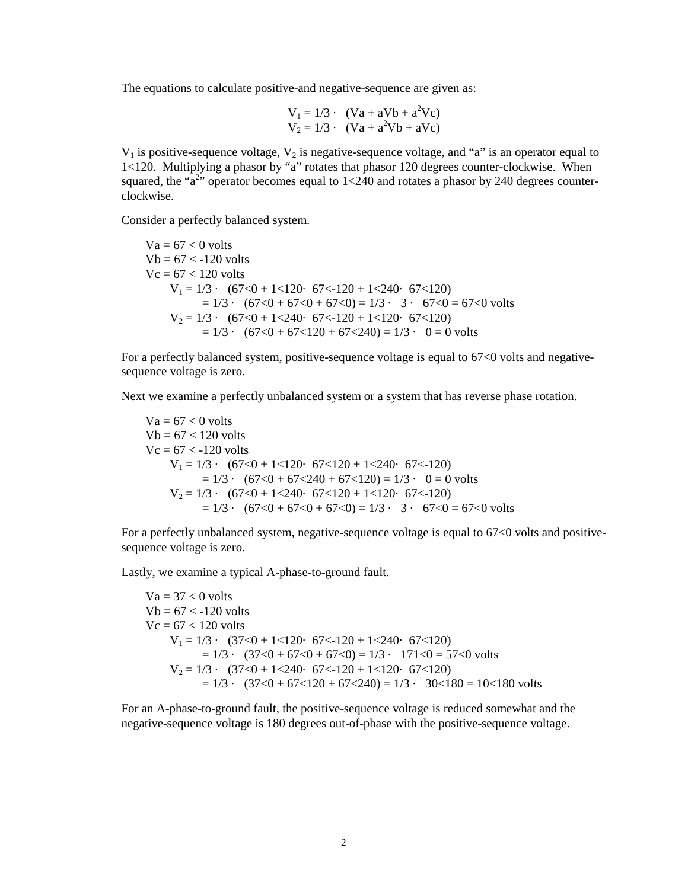The equations to calculate positive-and negative-sequence are given as:

$$V_1 = 1/3 \cdot \ (Va + aVb + a^2Vc)$$
$$V_2 = 1/3 \cdot \ (Va + a^2Vb + aVc)$$

$V_1$ is positive-sequence voltage, $V_2$ is negative-sequence voltage, and "a" is an operator equal to 1<120. Multiplying a phasor by "a" rotates that phasor 120 degrees counter-clockwise. When squared, the "$a^2$" operator becomes equal to 1<240 and rotates a phasor by 240 degrees counter-clockwise.

Consider a perfectly balanced system.

Va = 67 < 0 volts
Vb = 67 < -120 volts
Vc = 67 < 120 volts

$$V_1 = 1/3 \cdot \ (67{<}0 + 1{<}120 \cdot \ 67{<}{-120} + 1{<}240 \cdot \ 67{<}120)$$
$$= 1/3 \cdot \ (67{<}0 + 67{<}0 + 67{<}0) = 1/3 \cdot \ 3 \cdot \ 67{<}0 = 67{<}0 \text{ volts}$$
$$V_2 = 1/3 \cdot \ (67{<}0 + 1{<}240 \cdot \ 67{<}{-120} + 1{<}120 \cdot \ 67{<}120)$$
$$= 1/3 \cdot \ (67{<}0 + 67{<}120 + 67{<}240) = 1/3 \cdot \ 0 = 0 \text{ volts}$$

For a perfectly balanced system, positive-sequence voltage is equal to 67<0 volts and negative-sequence voltage is zero.

Next we examine a perfectly unbalanced system or a system that has reverse phase rotation.

Va = 67 < 0 volts
Vb = 67 < 120 volts
Vc = 67 < -120 volts

$$V_1 = 1/3 \cdot \ (67{<}0 + 1{<}120 \cdot \ 67{<}120 + 1{<}240 \cdot \ 67{<}{-120})$$
$$= 1/3 \cdot \ (67{<}0 + 67{<}240 + 67{<}120) = 1/3 \cdot \ 0 = 0 \text{ volts}$$
$$V_2 = 1/3 \cdot \ (67{<}0 + 1{<}240 \cdot \ 67{<}120 + 1{<}120 \cdot \ 67{<}{-120})$$
$$= 1/3 \cdot \ (67{<}0 + 67{<}0 + 67{<}0) = 1/3 \cdot \ 3 \cdot \ 67{<}0 = 67{<}0 \text{ volts}$$

For a perfectly unbalanced system, negative-sequence voltage is equal to 67<0 volts and positive-sequence voltage is zero.

Lastly, we examine a typical A-phase-to-ground fault.

Va = 37 < 0 volts
Vb = 67 < -120 volts
Vc = 67 < 120 volts

$$V_1 = 1/3 \cdot \ (37{<}0 + 1{<}120 \cdot \ 67{<}{-120} + 1{<}240 \cdot \ 67{<}120)$$
$$= 1/3 \cdot \ (37{<}0 + 67{<}0 + 67{<}0) = 1/3 \cdot \ 171{<}0 = 57{<}0 \text{ volts}$$
$$V_2 = 1/3 \cdot \ (37{<}0 + 1{<}240 \cdot \ 67{<}{-120} + 1{<}120 \cdot \ 67{<}120)$$
$$= 1/3 \cdot \ (37{<}0 + 67{<}120 + 67{<}240) = 1/3 \cdot \ 30{<}180 = 10{<}180 \text{ volts}$$

For an A-phase-to-ground fault, the positive-sequence voltage is reduced somewhat and the negative-sequence voltage is 180 degrees out-of-phase with the positive-sequence voltage.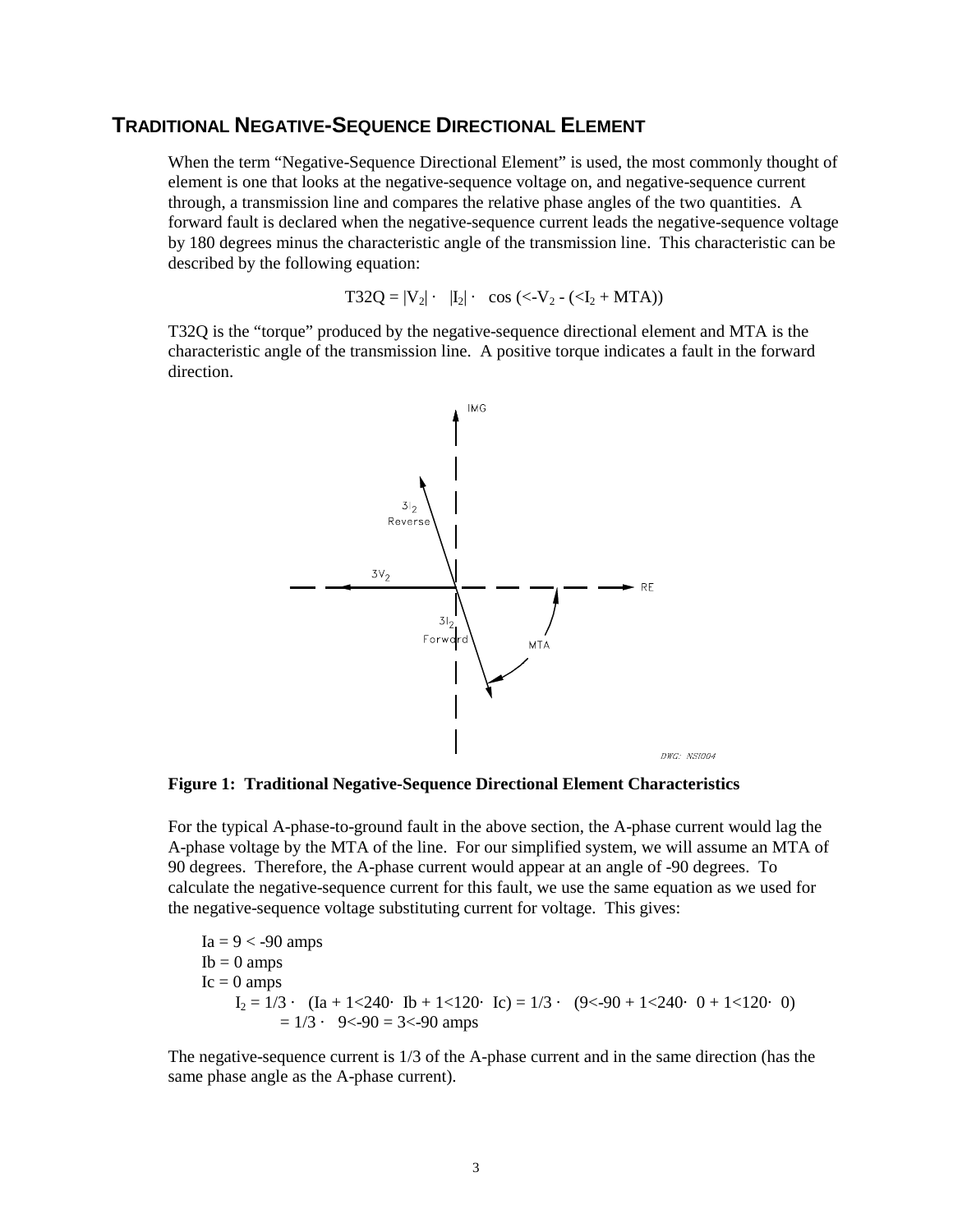## TRADITIONAL NEGATIVE-SEQUENCE DIRECTIONAL ELEMENT

When the term "Negative-Sequence Directional Element" is used, the most commonly thought of element is one that looks at the negative-sequence voltage on, and negative-sequence current through, a transmission line and compares the relative phase angles of the two quantities. A forward fault is declared when the negative-sequence current leads the negative-sequence voltage by 180 degrees minus the characteristic angle of the transmission line. This characteristic can be described by the following equation:

$$T32Q = |V_2| \cdot |I_2| \cdot \cos(\angle{-V_2} - (\angle I_2 + MTA))$$

T32Q is the "torque" produced by the negative-sequence directional element and MTA is the characteristic angle of the transmission line. A positive torque indicates a fault in the forward direction.

**Figure 1: Traditional Negative-Sequence Directional Element Characteristics**

For the typical A-phase-to-ground fault in the above section, the A-phase current would lag the A-phase voltage by the MTA of the line. For our simplified system, we will assume an MTA of 90 degrees. Therefore, the A-phase current would appear at an angle of -90 degrees. To calculate the negative-sequence current for this fault, we use the same equation as we used for the negative-sequence voltage substituting current for voltage. This gives:

$Ia = 9\angle{-90}$ amps
$Ib = 0$ amps
$Ic = 0$ amps

$$I_2 = 1/3 \cdot (Ia + 1\angle{240} \cdot Ib + 1\angle{120} \cdot Ic) = 1/3 \cdot (9\angle{-90} + 1\angle{240} \cdot 0 + 1\angle{120} \cdot 0)$$
$$= 1/3 \cdot 9\angle{-90} = 3\angle{-90} \text{ amps}$$

The negative-sequence current is 1/3 of the A-phase current and in the same direction (has the same phase angle as the A-phase current).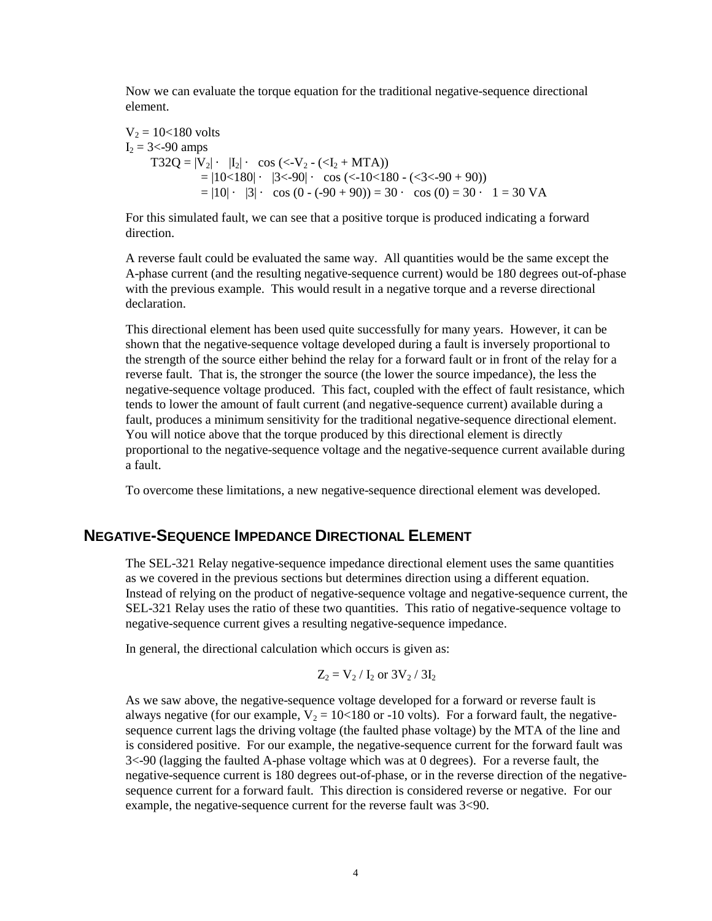Now we can evaluate the torque equation for the traditional negative-sequence directional element.

$V_2 = 10\angle 180$ volts
$I_2 = 3\angle -90$ amps

$$T32Q = |V_2| \cdot |I_2| \cdot \cos(\angle -V_2 - (\angle I_2 + MTA))$$
$$= |10\angle 180| \cdot |3\angle -90| \cdot \cos(\angle -10\angle 180 - (\angle 3\angle -90 + 90))$$
$$= |10| \cdot |3| \cdot \cos(0 - (-90 + 90)) = 30 \cdot \cos(0) = 30 \cdot 1 = 30 \text{ VA}$$

For this simulated fault, we can see that a positive torque is produced indicating a forward direction.

A reverse fault could be evaluated the same way. All quantities would be the same except the A-phase current (and the resulting negative-sequence current) would be 180 degrees out-of-phase with the previous example. This would result in a negative torque and a reverse directional declaration.

This directional element has been used quite successfully for many years. However, it can be shown that the negative-sequence voltage developed during a fault is inversely proportional to the strength of the source either behind the relay for a forward fault or in front of the relay for a reverse fault. That is, the stronger the source (the lower the source impedance), the less the negative-sequence voltage produced. This fact, coupled with the effect of fault resistance, which tends to lower the amount of fault current (and negative-sequence current) available during a fault, produces a minimum sensitivity for the traditional negative-sequence directional element. You will notice above that the torque produced by this directional element is directly proportional to the negative-sequence voltage and the negative-sequence current available during a fault.

To overcome these limitations, a new negative-sequence directional element was developed.

## Negative-Sequence Impedance Directional Element

The SEL-321 Relay negative-sequence impedance directional element uses the same quantities as we covered in the previous sections but determines direction using a different equation. Instead of relying on the product of negative-sequence voltage and negative-sequence current, the SEL-321 Relay uses the ratio of these two quantities. This ratio of negative-sequence voltage to negative-sequence current gives a resulting negative-sequence impedance.

In general, the directional calculation which occurs is given as:

$$Z_2 = V_2 / I_2 \text{ or } 3V_2 / 3I_2$$

As we saw above, the negative-sequence voltage developed for a forward or reverse fault is always negative (for our example, $V_2 = 10\angle 180$ or -10 volts). For a forward fault, the negative-sequence current lags the driving voltage (the faulted phase voltage) by the MTA of the line and is considered positive. For our example, the negative-sequence current for the forward fault was $3\angle -90$ (lagging the faulted A-phase voltage which was at 0 degrees). For a reverse fault, the negative-sequence current is 180 degrees out-of-phase, or in the reverse direction of the negative-sequence current for a forward fault. This direction is considered reverse or negative. For our example, the negative-sequence current for the reverse fault was $3\angle 90$.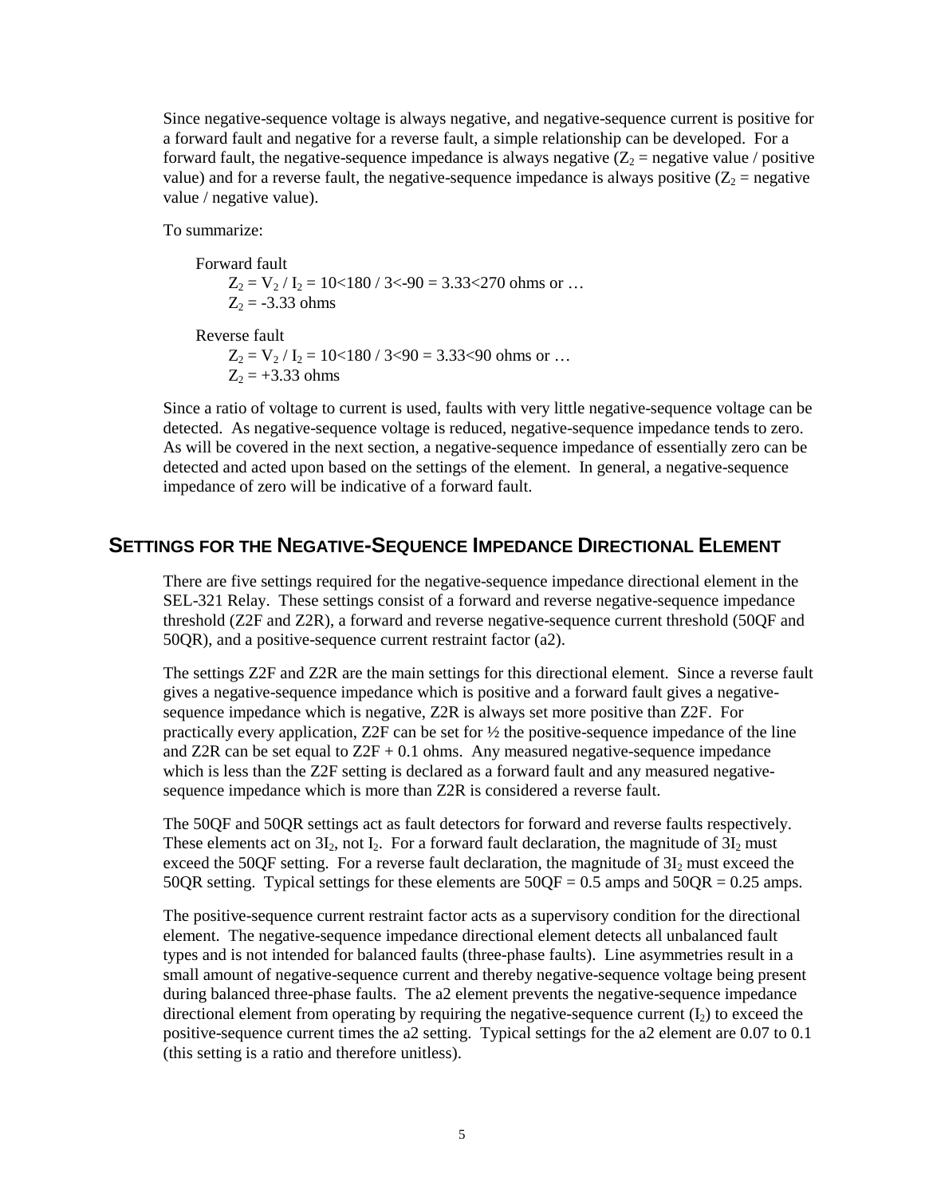Since negative-sequence voltage is always negative, and negative-sequence current is positive for a forward fault and negative for a reverse fault, a simple relationship can be developed. For a forward fault, the negative-sequence impedance is always negative ($Z_2$ = negative value / positive value) and for a reverse fault, the negative-sequence impedance is always positive ($Z_2$ = negative value / negative value).

To summarize:

Forward fault
$Z_2 = V_2 / I_2 = 10\angle 180 / 3\angle -90 = 3.33\angle 270$ ohms or …
$Z_2 = -3.33$ ohms

Reverse fault
$Z_2 = V_2 / I_2 = 10\angle 180 / 3\angle 90 = 3.33\angle 90$ ohms or …
$Z_2 = +3.33$ ohms

Since a ratio of voltage to current is used, faults with very little negative-sequence voltage can be detected. As negative-sequence voltage is reduced, negative-sequence impedance tends to zero. As will be covered in the next section, a negative-sequence impedance of essentially zero can be detected and acted upon based on the settings of the element. In general, a negative-sequence impedance of zero will be indicative of a forward fault.

## Settings for the Negative-Sequence Impedance Directional Element

There are five settings required for the negative-sequence impedance directional element in the SEL-321 Relay. These settings consist of a forward and reverse negative-sequence impedance threshold (Z2F and Z2R), a forward and reverse negative-sequence current threshold (50QF and 50QR), and a positive-sequence current restraint factor (a2).

The settings Z2F and Z2R are the main settings for this directional element. Since a reverse fault gives a negative-sequence impedance which is positive and a forward fault gives a negative-sequence impedance which is negative, Z2R is always set more positive than Z2F. For practically every application, Z2F can be set for ½ the positive-sequence impedance of the line and Z2R can be set equal to Z2F + 0.1 ohms. Any measured negative-sequence impedance which is less than the Z2F setting is declared as a forward fault and any measured negative-sequence impedance which is more than Z2R is considered a reverse fault.

The 50QF and 50QR settings act as fault detectors for forward and reverse faults respectively. These elements act on $3I_2$, not $I_2$. For a forward fault declaration, the magnitude of $3I_2$ must exceed the 50QF setting. For a reverse fault declaration, the magnitude of $3I_2$ must exceed the 50QR setting. Typical settings for these elements are 50QF = 0.5 amps and 50QR = 0.25 amps.

The positive-sequence current restraint factor acts as a supervisory condition for the directional element. The negative-sequence impedance directional element detects all unbalanced fault types and is not intended for balanced faults (three-phase faults). Line asymmetries result in a small amount of negative-sequence current and thereby negative-sequence voltage being present during balanced three-phase faults. The a2 element prevents the negative-sequence impedance directional element from operating by requiring the negative-sequence current ($I_2$) to exceed the positive-sequence current times the a2 setting. Typical settings for the a2 element are 0.07 to 0.1 (this setting is a ratio and therefore unitless).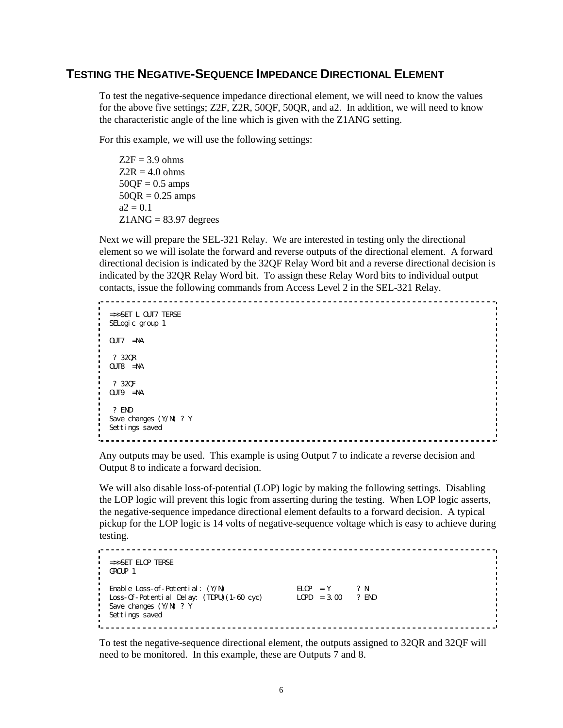## TESTING THE NEGATIVE-SEQUENCE IMPEDANCE DIRECTIONAL ELEMENT

To test the negative-sequence impedance directional element, we will need to know the values for the above five settings; Z2F, Z2R, 50QF, 50QR, and a2. In addition, we will need to know the characteristic angle of the line which is given with the Z1ANG setting.

For this example, we will use the following settings:

Z2F = 3.9 ohms
Z2R = 4.0 ohms
50QF = 0.5 amps
50QR = 0.25 amps
a2 = 0.1
Z1ANG = 83.97 degrees

Next we will prepare the SEL-321 Relay. We are interested in testing only the directional element so we will isolate the forward and reverse outputs of the directional element. A forward directional decision is indicated by the 32QF Relay Word bit and a reverse directional decision is indicated by the 32QR Relay Word bit. To assign these Relay Word bits to individual output contacts, issue the following commands from Access Level 2 in the SEL-321 Relay.

```
=>>SET L OUT7 TERSE
SELogic group 1

OUT7  =NA

 ? 32QR
OUT8  =NA

 ? 32QF
OUT9  =NA

 ? END
Save changes (Y/N) ? Y
Settings saved
```

Any outputs may be used. This example is using Output 7 to indicate a reverse decision and Output 8 to indicate a forward decision.

We will also disable loss-of-potential (LOP) logic by making the following settings. Disabling the LOP logic will prevent this logic from asserting during the testing. When LOP logic asserts, the negative-sequence impedance directional element defaults to a forward decision. A typical pickup for the LOP logic is 14 volts of negative-sequence voltage which is easy to achieve during testing.

```
=>>SET ELOP TERSE
GROUP 1

Enable Loss-of-Potential: (Y/N)              ELOP  = Y      ? N
Loss-Of-Potential Delay: (TDPU)(1-60 cyc)    LOPD  = 3.00   ? END
Save changes (Y/N) ? Y
Settings saved
```

To test the negative-sequence directional element, the outputs assigned to 32QR and 32QF will need to be monitored. In this example, these are Outputs 7 and 8.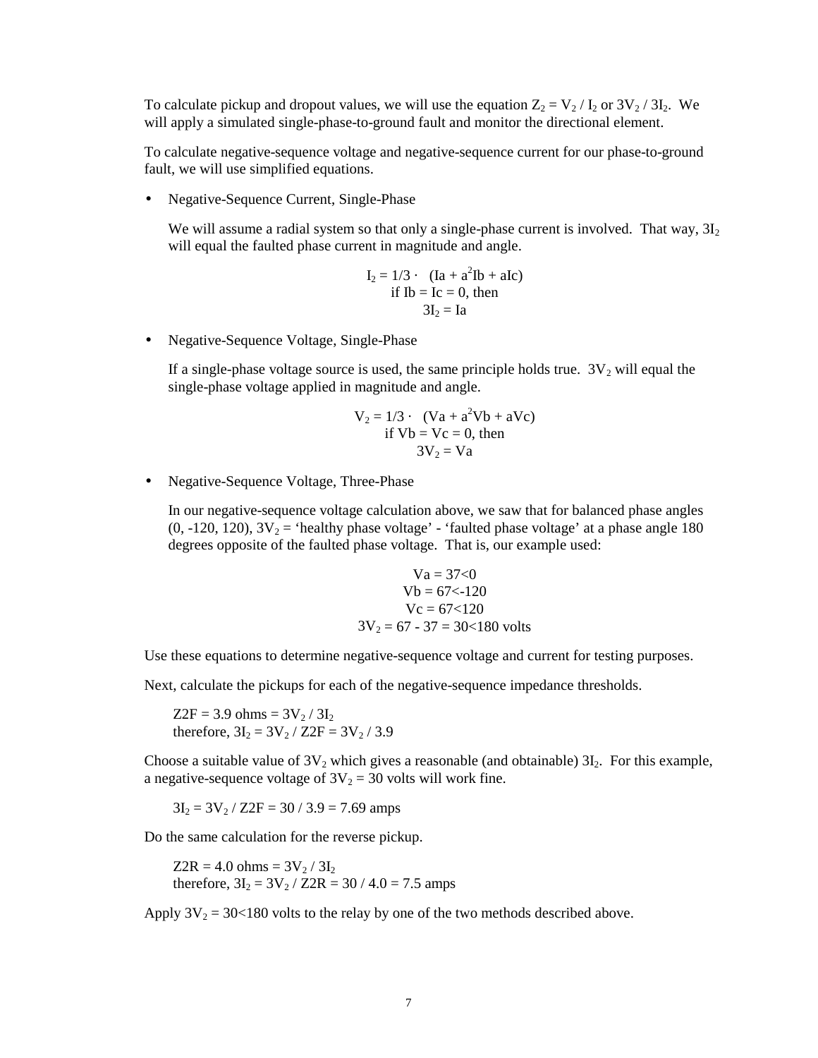To calculate pickup and dropout values, we will use the equation $Z_2 = V_2 / I_2$ or $3V_2 / 3I_2$. We will apply a simulated single-phase-to-ground fault and monitor the directional element.

To calculate negative-sequence voltage and negative-sequence current for our phase-to-ground fault, we will use simplified equations.

- Negative-Sequence Current, Single-Phase

  We will assume a radial system so that only a single-phase current is involved. That way, $3I_2$ will equal the faulted phase current in magnitude and angle.

$$I_2 = 1/3 \cdot (Ia + a^2Ib + aIc)$$
$$\text{if } Ib = Ic = 0\text{, then}$$
$$3I_2 = Ia$$

- Negative-Sequence Voltage, Single-Phase

  If a single-phase voltage source is used, the same principle holds true. $3V_2$ will equal the single-phase voltage applied in magnitude and angle.

$$V_2 = 1/3 \cdot (Va + a^2Vb + aVc)$$
$$\text{if } Vb = Vc = 0\text{, then}$$
$$3V_2 = Va$$

- Negative-Sequence Voltage, Three-Phase

  In our negative-sequence voltage calculation above, we saw that for balanced phase angles (0, -120, 120), $3V_2$ = 'healthy phase voltage' - 'faulted phase voltage' at a phase angle 180 degrees opposite of the faulted phase voltage. That is, our example used:

$$Va = 37{<}0$$
$$Vb = 67{<}{-120}$$
$$Vc = 67{<}120$$
$$3V_2 = 67 - 37 = 30{<}180 \text{ volts}$$

Use these equations to determine negative-sequence voltage and current for testing purposes.

Next, calculate the pickups for each of the negative-sequence impedance thresholds.

Z2F = 3.9 ohms = $3V_2 / 3I_2$
therefore, $3I_2 = 3V_2 / Z2F = 3V_2 / 3.9$

Choose a suitable value of $3V_2$ which gives a reasonable (and obtainable) $3I_2$. For this example, a negative-sequence voltage of $3V_2 = 30$ volts will work fine.

$3I_2 = 3V_2 / Z2F = 30 / 3.9 = 7.69$ amps

Do the same calculation for the reverse pickup.

Z2R = 4.0 ohms = $3V_2 / 3I_2$
therefore, $3I_2 = 3V_2 / Z2R = 30 / 4.0 = 7.5$ amps

Apply $3V_2 = 30{<}180$ volts to the relay by one of the two methods described above.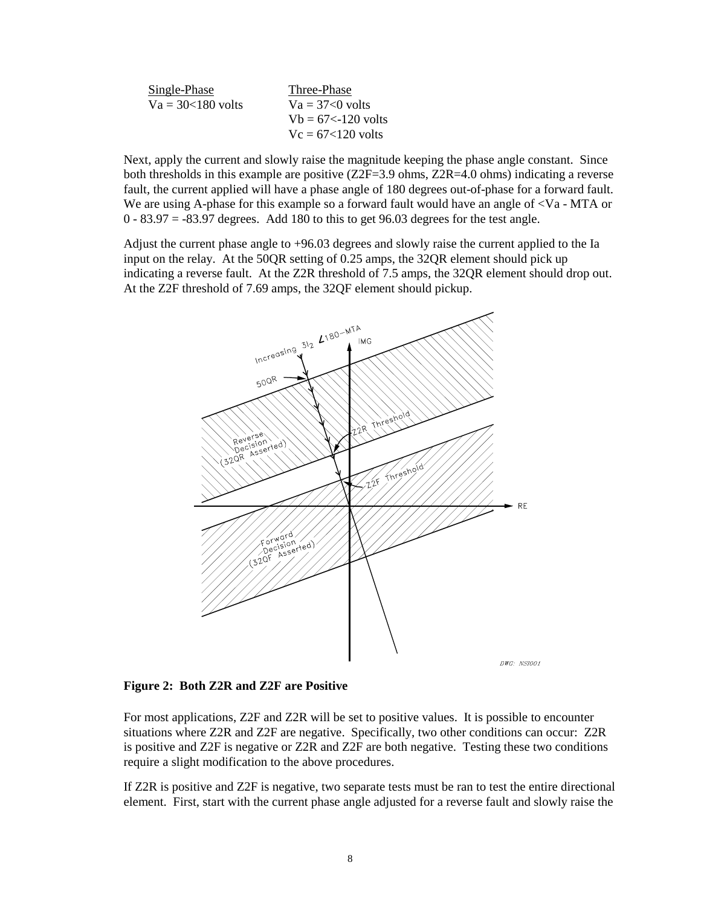| Single-Phase | Three-Phase |
|---|---|
| Va = 30<180 volts | Va = 37<0 volts |
| | Vb = 67<-120 volts |
| | Vc = 67<120 volts |

Next, apply the current and slowly raise the magnitude keeping the phase angle constant. Since both thresholds in this example are positive (Z2F=3.9 ohms, Z2R=4.0 ohms) indicating a reverse fault, the current applied will have a phase angle of 180 degrees out-of-phase for a forward fault. We are using A-phase for this example so a forward fault would have an angle of <Va - MTA or 0 - 83.97 = -83.97 degrees. Add 180 to this to get 96.03 degrees for the test angle.

Adjust the current phase angle to +96.03 degrees and slowly raise the current applied to the Ia input on the relay. At the 50QR setting of 0.25 amps, the 32QR element should pick up indicating a reverse fault. At the Z2R threshold of 7.5 amps, the 32QR element should drop out. At the Z2F threshold of 7.69 amps, the 32QF element should pickup.

**Figure 2: Both Z2R and Z2F are Positive**

For most applications, Z2F and Z2R will be set to positive values. It is possible to encounter situations where Z2R and Z2F are negative. Specifically, two other conditions can occur: Z2R is positive and Z2F is negative or Z2R and Z2F are both negative. Testing these two conditions require a slight modification to the above procedures.

If Z2R is positive and Z2F is negative, two separate tests must be ran to test the entire directional element. First, start with the current phase angle adjusted for a reverse fault and slowly raise the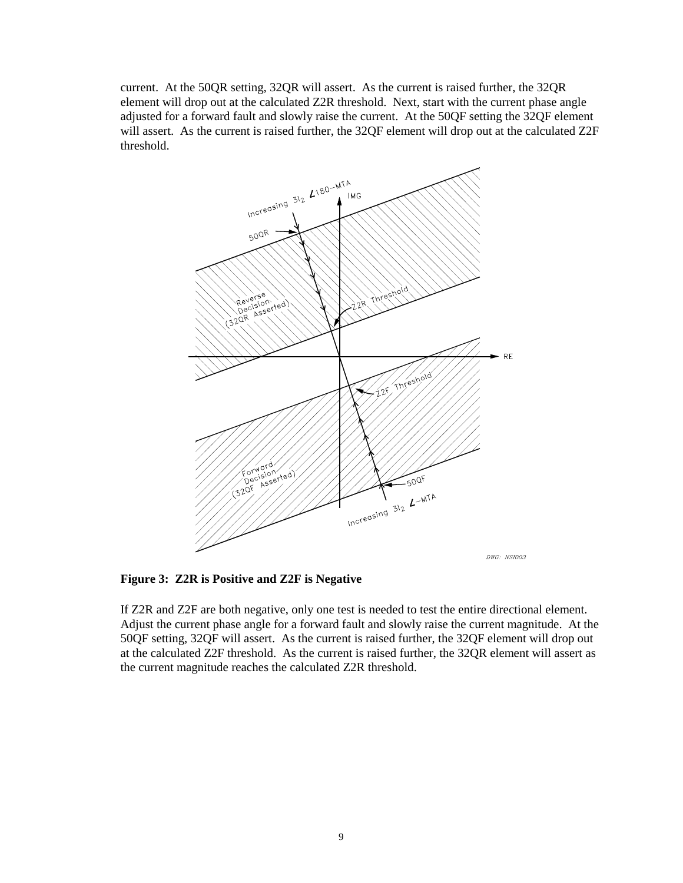current. At the 50QR setting, 32QR will assert. As the current is raised further, the 32QR element will drop out at the calculated Z2R threshold. Next, start with the current phase angle adjusted for a forward fault and slowly raise the current. At the 50QF setting the 32QF element will assert. As the current is raised further, the 32QF element will drop out at the calculated Z2F threshold.

**Figure 3: Z2R is Positive and Z2F is Negative**

If Z2R and Z2F are both negative, only one test is needed to test the entire directional element. Adjust the current phase angle for a forward fault and slowly raise the current magnitude. At the 50QF setting, 32QF will assert. As the current is raised further, the 32QF element will drop out at the calculated Z2F threshold. As the current is raised further, the 32QR element will assert as the current magnitude reaches the calculated Z2R threshold.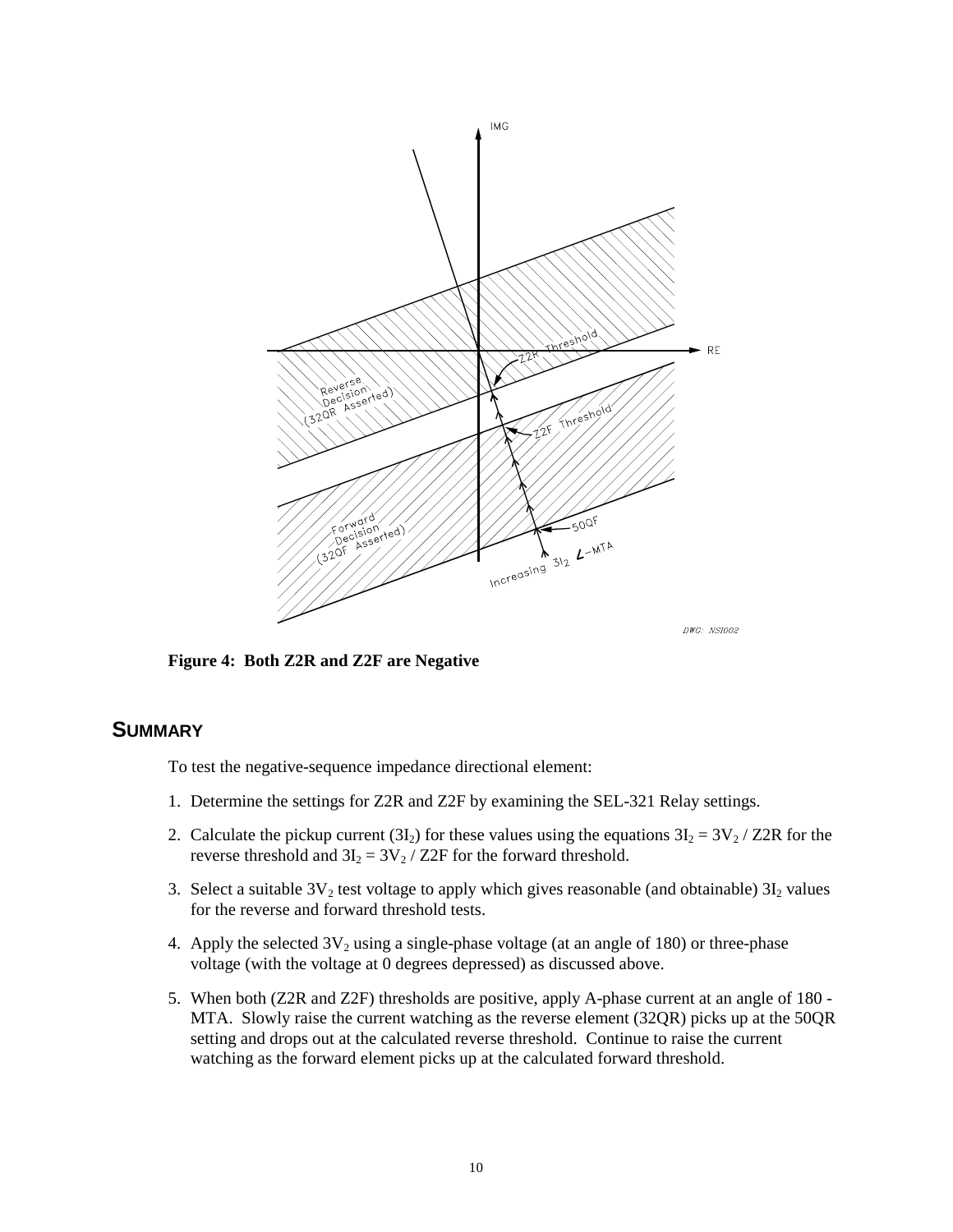Figure 4: Both Z2R and Z2F are Negative

## SUMMARY

To test the negative-sequence impedance directional element:

1. Determine the settings for Z2R and Z2F by examining the SEL-321 Relay settings.

2. Calculate the pickup current ($3I_2$) for these values using the equations $3I_2 = 3V_2$ / Z2R for the reverse threshold and $3I_2 = 3V_2$ / Z2F for the forward threshold.

3. Select a suitable $3V_2$ test voltage to apply which gives reasonable (and obtainable) $3I_2$ values for the reverse and forward threshold tests.

4. Apply the selected $3V_2$ using a single-phase voltage (at an angle of 180) or three-phase voltage (with the voltage at 0 degrees depressed) as discussed above.

5. When both (Z2R and Z2F) thresholds are positive, apply A-phase current at an angle of 180 - MTA. Slowly raise the current watching as the reverse element (32QR) picks up at the 50QR setting and drops out at the calculated reverse threshold. Continue to raise the current watching as the forward element picks up at the calculated forward threshold.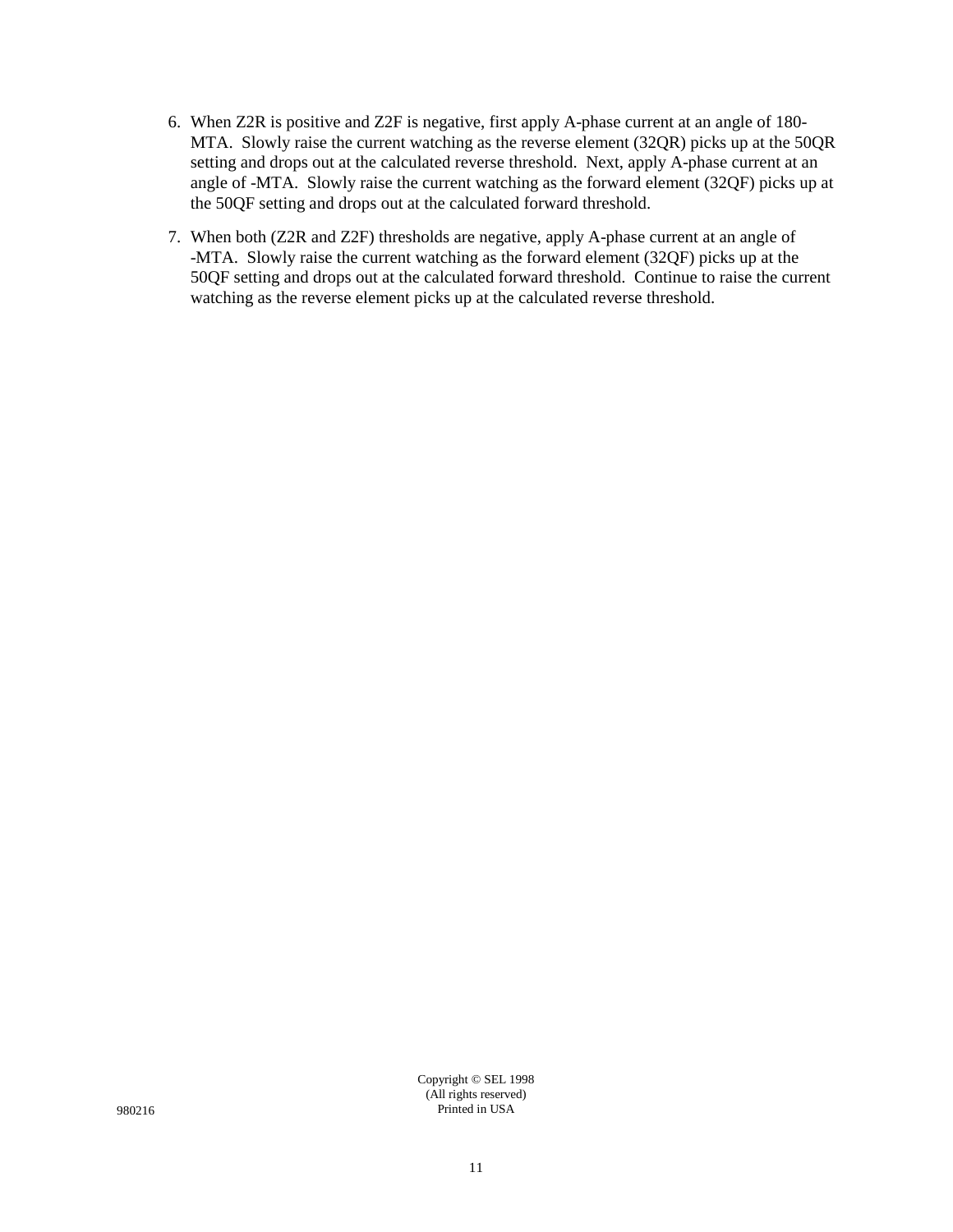6. When Z2R is positive and Z2F is negative, first apply A-phase current at an angle of 180-MTA. Slowly raise the current watching as the reverse element (32QR) picks up at the 50QR setting and drops out at the calculated reverse threshold. Next, apply A-phase current at an angle of -MTA. Slowly raise the current watching as the forward element (32QF) picks up at the 50QF setting and drops out at the calculated forward threshold.

7. When both (Z2R and Z2F) thresholds are negative, apply A-phase current at an angle of -MTA. Slowly raise the current watching as the forward element (32QF) picks up at the 50QF setting and drops out at the calculated forward threshold. Continue to raise the current watching as the reverse element picks up at the calculated reverse threshold.

Copyright © SEL 1998
(All rights reserved)
Printed in USA

980216